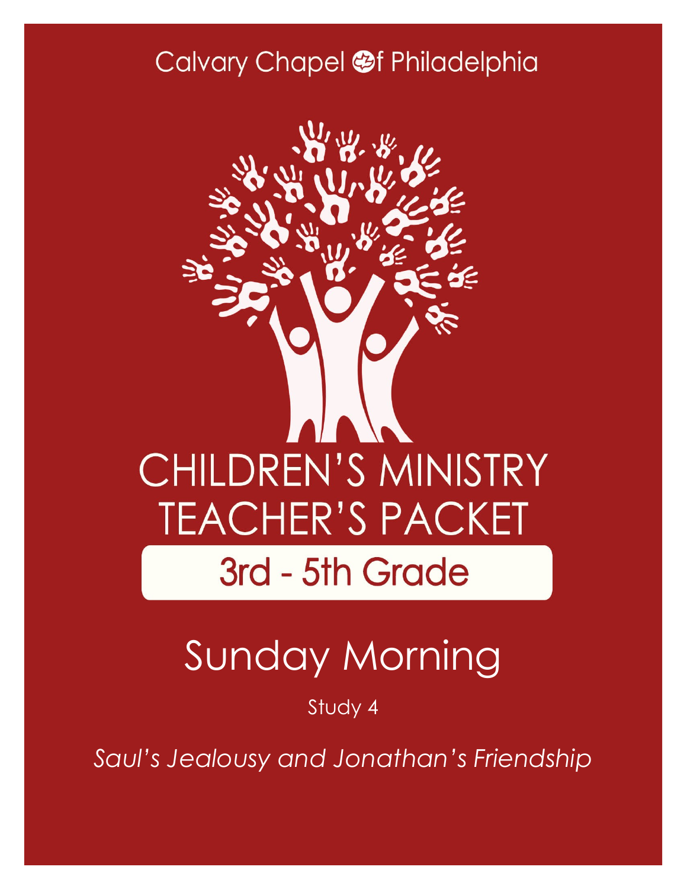Calvary Chapel of Philadelphia

# CHILDREN'S MINISTRY TEACHER'S PACKET

## 3rd - 5th Grade

# Sunday Morning

Study 4

*Saul's Jealousy and Jonathan's Friendship*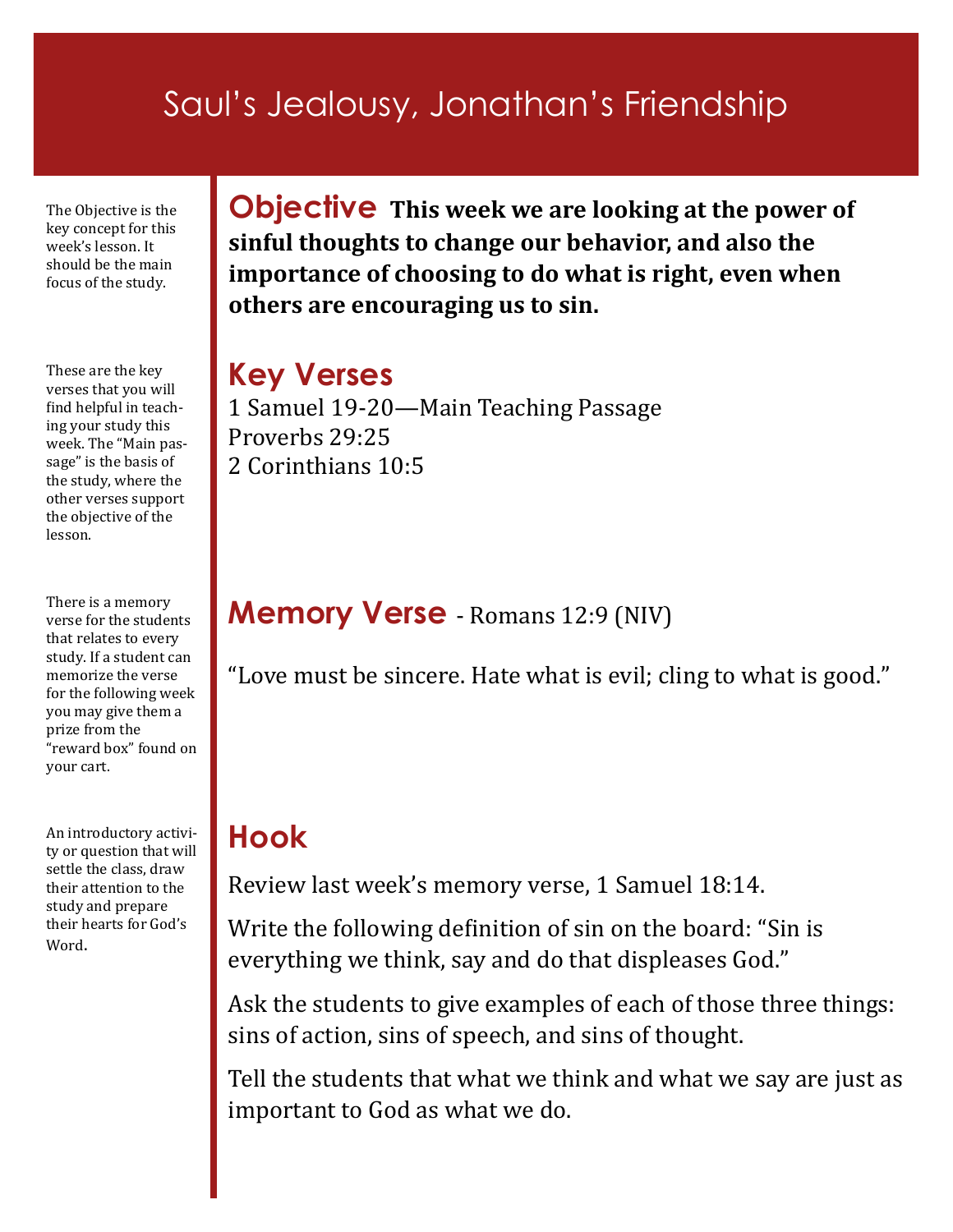# Saul's Jealousy, Jonathan's Friendship

The Objective is the key concept for this week's lesson. It should be the main focus of the study.

## Objective

**This week we are looking at the power of sinful thoughts to change our behavior, and also the importance of choosing to do what is right, even when others are encouraging us to sin.**

These are the key verses that you will find helpful in teaching your study this week. The "Main passage" is the basis of the study, where the other verses support the objective of the lesson.

## Key Verses

1 Samuel 19-20—Main Teaching Passage
Proverbs 29:25
2 Corinthians 10:5

There is a memory verse for the students that relates to every study. If a student can memorize the verse for the following week you may give them a prize from the "reward box" found on your cart.

## Memory Verse - Romans 12:9 (NIV)

"Love must be sincere. Hate what is evil; cling to what is good."

An introductory activity or question that will settle the class, draw their attention to the study and prepare their hearts for God's Word.

## Hook

Review last week's memory verse, 1 Samuel 18:14.

Write the following definition of sin on the board: "Sin is everything we think, say and do that displeases God."

Ask the students to give examples of each of those three things: sins of action, sins of speech, and sins of thought.

Tell the students that what we think and what we say are just as important to God as what we do.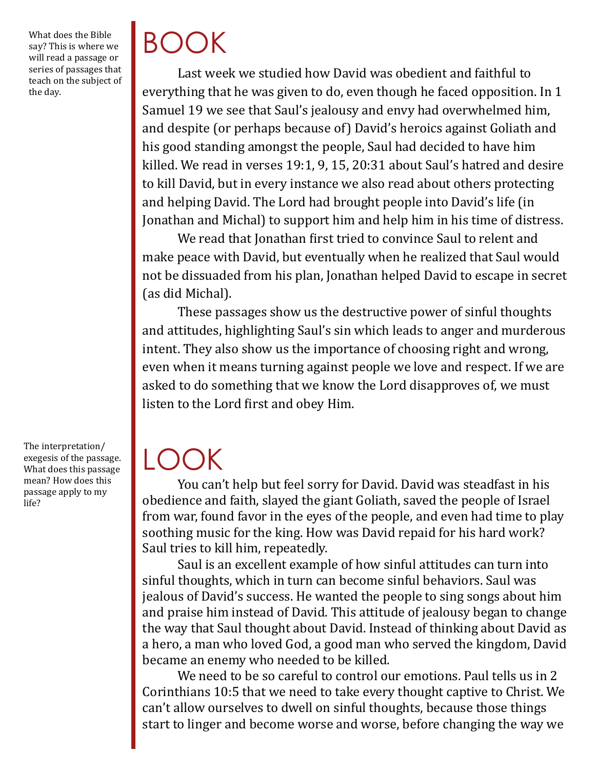What does the Bible say? This is where we will read a passage or series of passages that teach on the subject of the day.

# BOOK

Last week we studied how David was obedient and faithful to everything that he was given to do, even though he faced opposition. In 1 Samuel 19 we see that Saul's jealousy and envy had overwhelmed him, and despite (or perhaps because of) David's heroics against Goliath and his good standing amongst the people, Saul had decided to have him killed. We read in verses 19:1, 9, 15, 20:31 about Saul's hatred and desire to kill David, but in every instance we also read about others protecting and helping David. The Lord had brought people into David's life (in Jonathan and Michal) to support him and help him in his time of distress.

We read that Jonathan first tried to convince Saul to relent and make peace with David, but eventually when he realized that Saul would not be dissuaded from his plan, Jonathan helped David to escape in secret (as did Michal).

These passages show us the destructive power of sinful thoughts and attitudes, highlighting Saul's sin which leads to anger and murderous intent. They also show us the importance of choosing right and wrong, even when it means turning against people we love and respect. If we are asked to do something that we know the Lord disapproves of, we must listen to the Lord first and obey Him.

The interpretation/exegesis of the passage. What does this passage mean? How does this passage apply to my life?

# LOOK

You can't help but feel sorry for David. David was steadfast in his obedience and faith, slayed the giant Goliath, saved the people of Israel from war, found favor in the eyes of the people, and even had time to play soothing music for the king. How was David repaid for his hard work? Saul tries to kill him, repeatedly.

Saul is an excellent example of how sinful attitudes can turn into sinful thoughts, which in turn can become sinful behaviors. Saul was jealous of David's success. He wanted the people to sing songs about him and praise him instead of David. This attitude of jealousy began to change the way that Saul thought about David. Instead of thinking about David as a hero, a man who loved God, a good man who served the kingdom, David became an enemy who needed to be killed.

We need to be so careful to control our emotions. Paul tells us in 2 Corinthians 10:5 that we need to take every thought captive to Christ. We can't allow ourselves to dwell on sinful thoughts, because those things start to linger and become worse and worse, before changing the way we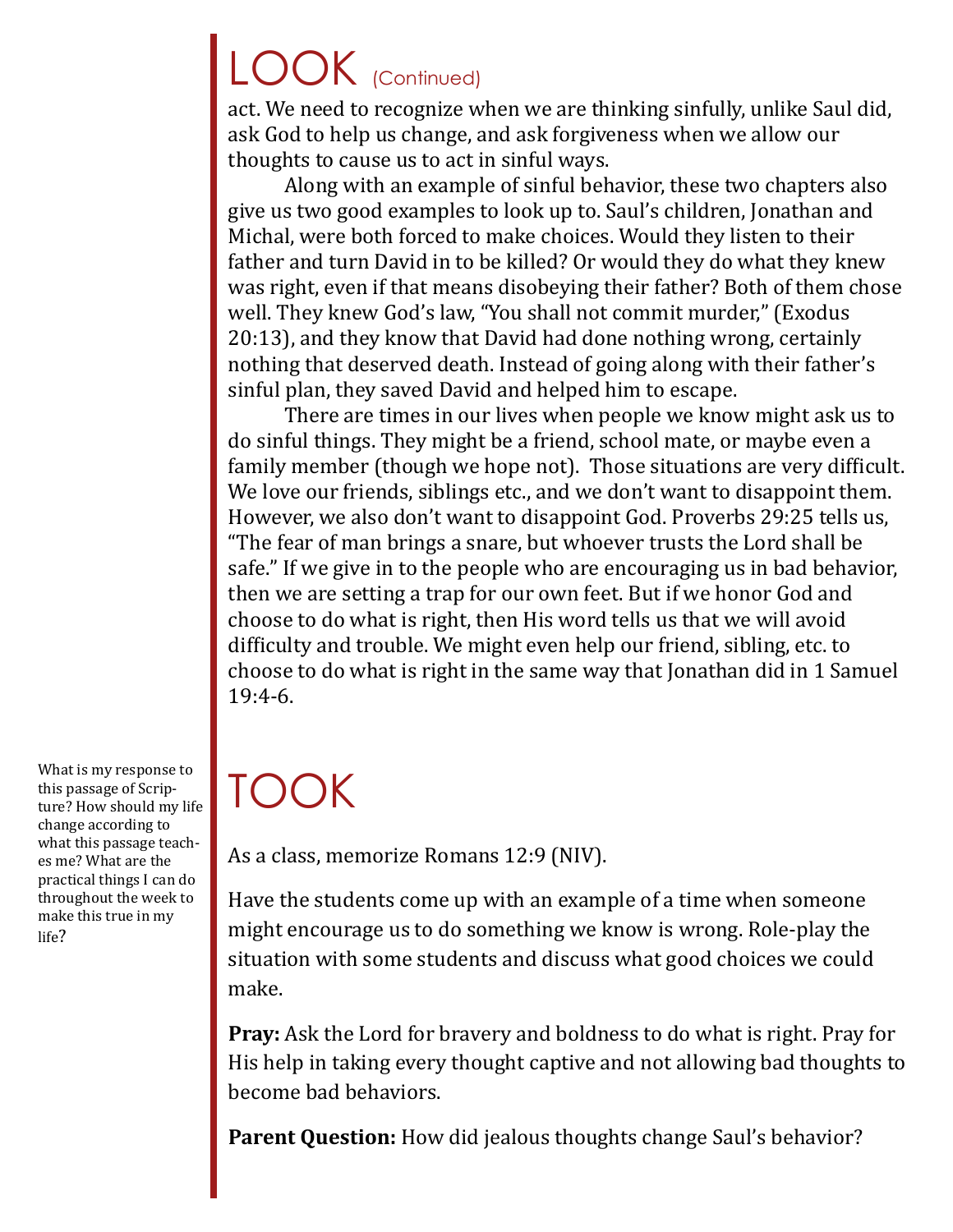# LOOK (Continued)

act. We need to recognize when we are thinking sinfully, unlike Saul did, ask God to help us change, and ask forgiveness when we allow our thoughts to cause us to act in sinful ways.

Along with an example of sinful behavior, these two chapters also give us two good examples to look up to. Saul's children, Jonathan and Michal, were both forced to make choices. Would they listen to their father and turn David in to be killed? Or would they do what they knew was right, even if that means disobeying their father? Both of them chose well. They knew God's law, "You shall not commit murder," (Exodus 20:13), and they know that David had done nothing wrong, certainly nothing that deserved death. Instead of going along with their father's sinful plan, they saved David and helped him to escape.

There are times in our lives when people we know might ask us to do sinful things. They might be a friend, school mate, or maybe even a family member (though we hope not). Those situations are very difficult. We love our friends, siblings etc., and we don't want to disappoint them. However, we also don't want to disappoint God. Proverbs 29:25 tells us, "The fear of man brings a snare, but whoever trusts the Lord shall be safe." If we give in to the people who are encouraging us in bad behavior, then we are setting a trap for our own feet. But if we honor God and choose to do what is right, then His word tells us that we will avoid difficulty and trouble. We might even help our friend, sibling, etc. to choose to do what is right in the same way that Jonathan did in 1 Samuel 19:4-6.

# TOOK

What is my response to this passage of Scripture? How should my life change according to what this passage teaches me? What are the practical things I can do throughout the week to make this true in my life?

As a class, memorize Romans 12:9 (NIV).

Have the students come up with an example of a time when someone might encourage us to do something we know is wrong. Role-play the situation with some students and discuss what good choices we could make.

**Pray:** Ask the Lord for bravery and boldness to do what is right. Pray for His help in taking every thought captive and not allowing bad thoughts to become bad behaviors.

**Parent Question:** How did jealous thoughts change Saul's behavior?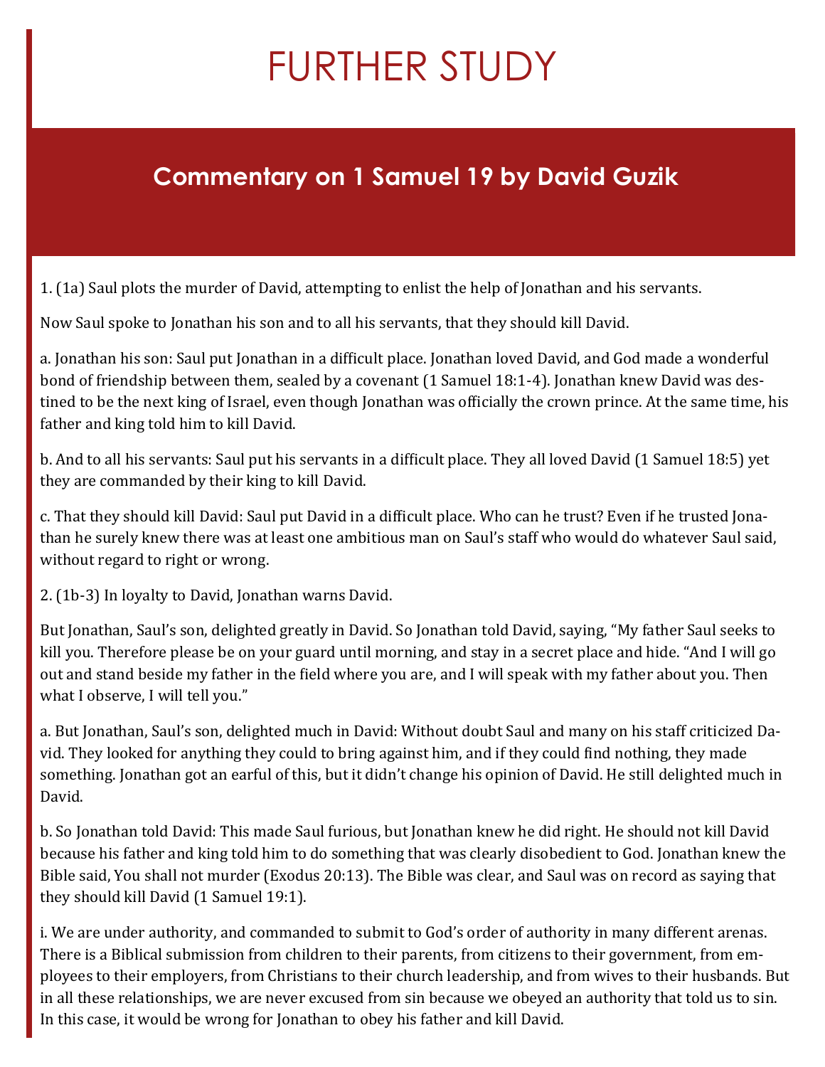# FURTHER STUDY

## Commentary on 1 Samuel 19 by David Guzik

1. (1a) Saul plots the murder of David, attempting to enlist the help of Jonathan and his servants.

Now Saul spoke to Jonathan his son and to all his servants, that they should kill David.

a. Jonathan his son: Saul put Jonathan in a difficult place. Jonathan loved David, and God made a wonderful bond of friendship between them, sealed by a covenant (1 Samuel 18:1-4). Jonathan knew David was destined to be the next king of Israel, even though Jonathan was officially the crown prince. At the same time, his father and king told him to kill David.

b. And to all his servants: Saul put his servants in a difficult place. They all loved David (1 Samuel 18:5) yet they are commanded by their king to kill David.

c. That they should kill David: Saul put David in a difficult place. Who can he trust? Even if he trusted Jonathan he surely knew there was at least one ambitious man on Saul's staff who would do whatever Saul said, without regard to right or wrong.

2. (1b-3) In loyalty to David, Jonathan warns David.

But Jonathan, Saul's son, delighted greatly in David. So Jonathan told David, saying, "My father Saul seeks to kill you. Therefore please be on your guard until morning, and stay in a secret place and hide. "And I will go out and stand beside my father in the field where you are, and I will speak with my father about you. Then what I observe, I will tell you."

a. But Jonathan, Saul's son, delighted much in David: Without doubt Saul and many on his staff criticized David. They looked for anything they could to bring against him, and if they could find nothing, they made something. Jonathan got an earful of this, but it didn't change his opinion of David. He still delighted much in David.

b. So Jonathan told David: This made Saul furious, but Jonathan knew he did right. He should not kill David because his father and king told him to do something that was clearly disobedient to God. Jonathan knew the Bible said, You shall not murder (Exodus 20:13). The Bible was clear, and Saul was on record as saying that they should kill David (1 Samuel 19:1).

i. We are under authority, and commanded to submit to God's order of authority in many different arenas. There is a Biblical submission from children to their parents, from citizens to their government, from employees to their employers, from Christians to their church leadership, and from wives to their husbands. But in all these relationships, we are never excused from sin because we obeyed an authority that told us to sin. In this case, it would be wrong for Jonathan to obey his father and kill David.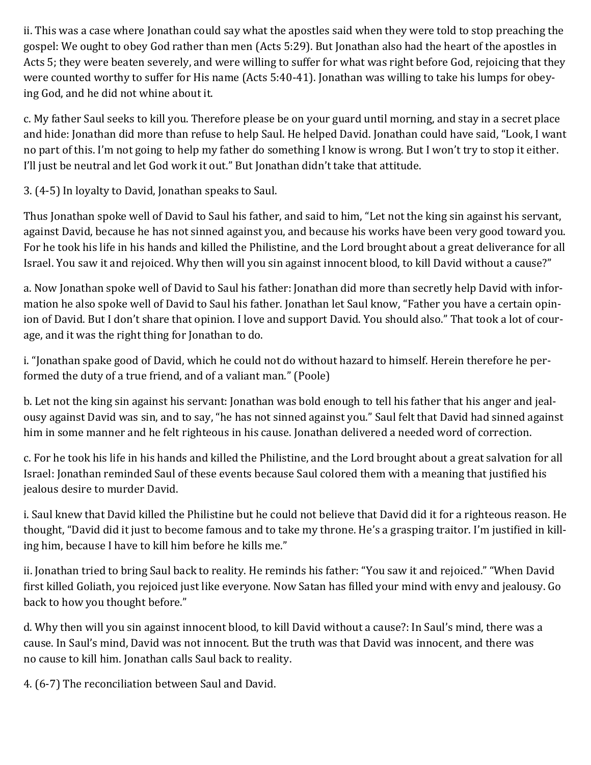ii. This was a case where Jonathan could say what the apostles said when they were told to stop preaching the gospel: We ought to obey God rather than men (Acts 5:29). But Jonathan also had the heart of the apostles in Acts 5; they were beaten severely, and were willing to suffer for what was right before God, rejoicing that they were counted worthy to suffer for His name (Acts 5:40-41). Jonathan was willing to take his lumps for obeying God, and he did not whine about it.

c. My father Saul seeks to kill you. Therefore please be on your guard until morning, and stay in a secret place and hide: Jonathan did more than refuse to help Saul. He helped David. Jonathan could have said, "Look, I want no part of this. I'm not going to help my father do something I know is wrong. But I won't try to stop it either. I'll just be neutral and let God work it out." But Jonathan didn't take that attitude.

3. (4-5) In loyalty to David, Jonathan speaks to Saul.

Thus Jonathan spoke well of David to Saul his father, and said to him, "Let not the king sin against his servant, against David, because he has not sinned against you, and because his works have been very good toward you. For he took his life in his hands and killed the Philistine, and the Lord brought about a great deliverance for all Israel. You saw it and rejoiced. Why then will you sin against innocent blood, to kill David without a cause?"

a. Now Jonathan spoke well of David to Saul his father: Jonathan did more than secretly help David with information he also spoke well of David to Saul his father. Jonathan let Saul know, "Father you have a certain opinion of David. But I don't share that opinion. I love and support David. You should also." That took a lot of courage, and it was the right thing for Jonathan to do.

i. "Jonathan spake good of David, which he could not do without hazard to himself. Herein therefore he performed the duty of a true friend, and of a valiant man." (Poole)

b. Let not the king sin against his servant: Jonathan was bold enough to tell his father that his anger and jealousy against David was sin, and to say, "he has not sinned against you." Saul felt that David had sinned against him in some manner and he felt righteous in his cause. Jonathan delivered a needed word of correction.

c. For he took his life in his hands and killed the Philistine, and the Lord brought about a great salvation for all Israel: Jonathan reminded Saul of these events because Saul colored them with a meaning that justified his jealous desire to murder David.

i. Saul knew that David killed the Philistine but he could not believe that David did it for a righteous reason. He thought, "David did it just to become famous and to take my throne. He's a grasping traitor. I'm justified in killing him, because I have to kill him before he kills me."

ii. Jonathan tried to bring Saul back to reality. He reminds his father: "You saw it and rejoiced." "When David first killed Goliath, you rejoiced just like everyone. Now Satan has filled your mind with envy and jealousy. Go back to how you thought before."

d. Why then will you sin against innocent blood, to kill David without a cause?: In Saul's mind, there was a cause. In Saul's mind, David was not innocent. But the truth was that David was innocent, and there was no cause to kill him. Jonathan calls Saul back to reality.

4. (6-7) The reconciliation between Saul and David.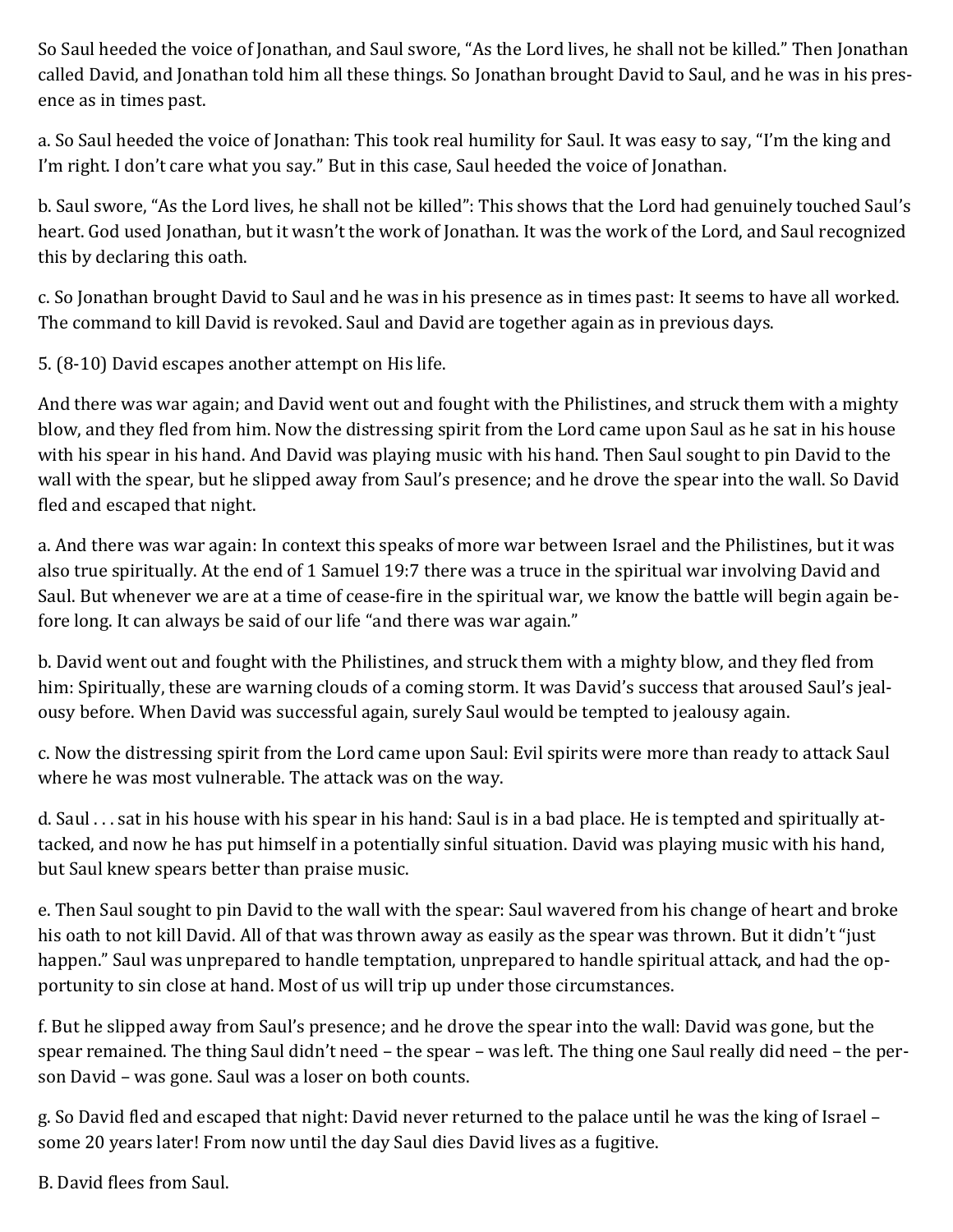So Saul heeded the voice of Jonathan, and Saul swore, "As the Lord lives, he shall not be killed." Then Jonathan called David, and Jonathan told him all these things. So Jonathan brought David to Saul, and he was in his presence as in times past.

a. So Saul heeded the voice of Jonathan: This took real humility for Saul. It was easy to say, "I'm the king and I'm right. I don't care what you say." But in this case, Saul heeded the voice of Jonathan.

b. Saul swore, "As the Lord lives, he shall not be killed": This shows that the Lord had genuinely touched Saul's heart. God used Jonathan, but it wasn't the work of Jonathan. It was the work of the Lord, and Saul recognized this by declaring this oath.

c. So Jonathan brought David to Saul and he was in his presence as in times past: It seems to have all worked. The command to kill David is revoked. Saul and David are together again as in previous days.

5. (8-10) David escapes another attempt on His life.

And there was war again; and David went out and fought with the Philistines, and struck them with a mighty blow, and they fled from him. Now the distressing spirit from the Lord came upon Saul as he sat in his house with his spear in his hand. And David was playing music with his hand. Then Saul sought to pin David to the wall with the spear, but he slipped away from Saul's presence; and he drove the spear into the wall. So David fled and escaped that night.

a. And there was war again: In context this speaks of more war between Israel and the Philistines, but it was also true spiritually. At the end of 1 Samuel 19:7 there was a truce in the spiritual war involving David and Saul. But whenever we are at a time of cease-fire in the spiritual war, we know the battle will begin again before long. It can always be said of our life "and there was war again."

b. David went out and fought with the Philistines, and struck them with a mighty blow, and they fled from him: Spiritually, these are warning clouds of a coming storm. It was David's success that aroused Saul's jealousy before. When David was successful again, surely Saul would be tempted to jealousy again.

c. Now the distressing spirit from the Lord came upon Saul: Evil spirits were more than ready to attack Saul where he was most vulnerable. The attack was on the way.

d. Saul . . . sat in his house with his spear in his hand: Saul is in a bad place. He is tempted and spiritually attacked, and now he has put himself in a potentially sinful situation. David was playing music with his hand, but Saul knew spears better than praise music.

e. Then Saul sought to pin David to the wall with the spear: Saul wavered from his change of heart and broke his oath to not kill David. All of that was thrown away as easily as the spear was thrown. But it didn't "just happen." Saul was unprepared to handle temptation, unprepared to handle spiritual attack, and had the opportunity to sin close at hand. Most of us will trip up under those circumstances.

f. But he slipped away from Saul's presence; and he drove the spear into the wall: David was gone, but the spear remained. The thing Saul didn't need – the spear – was left. The thing one Saul really did need – the person David – was gone. Saul was a loser on both counts.

g. So David fled and escaped that night: David never returned to the palace until he was the king of Israel – some 20 years later! From now until the day Saul dies David lives as a fugitive.

B. David flees from Saul.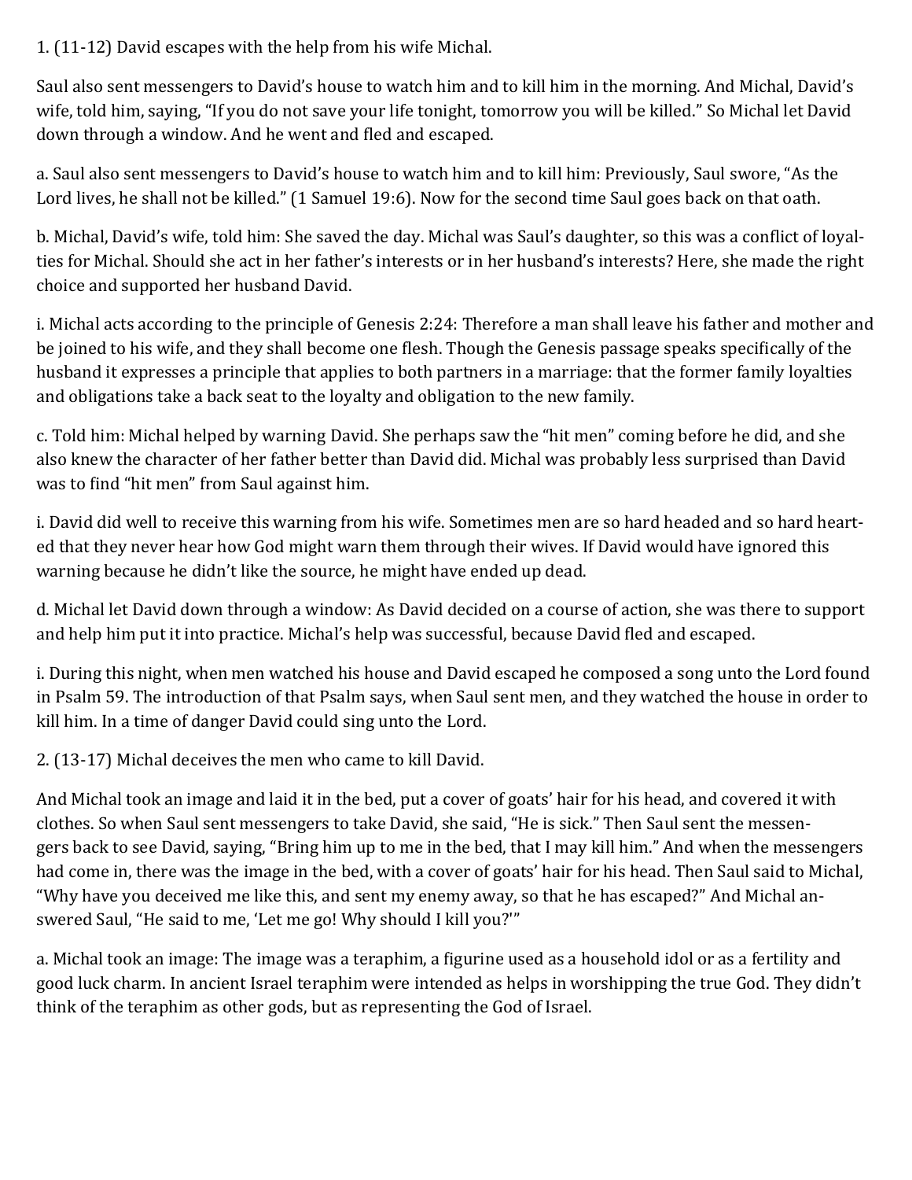1. (11-12) David escapes with the help from his wife Michal.

Saul also sent messengers to David's house to watch him and to kill him in the morning. And Michal, David's wife, told him, saying, "If you do not save your life tonight, tomorrow you will be killed." So Michal let David down through a window. And he went and fled and escaped.

a. Saul also sent messengers to David's house to watch him and to kill him: Previously, Saul swore, "As the Lord lives, he shall not be killed." (1 Samuel 19:6). Now for the second time Saul goes back on that oath.

b. Michal, David's wife, told him: She saved the day. Michal was Saul's daughter, so this was a conflict of loyalties for Michal. Should she act in her father's interests or in her husband's interests? Here, she made the right choice and supported her husband David.

i. Michal acts according to the principle of Genesis 2:24: Therefore a man shall leave his father and mother and be joined to his wife, and they shall become one flesh. Though the Genesis passage speaks specifically of the husband it expresses a principle that applies to both partners in a marriage: that the former family loyalties and obligations take a back seat to the loyalty and obligation to the new family.

c. Told him: Michal helped by warning David. She perhaps saw the "hit men" coming before he did, and she also knew the character of her father better than David did. Michal was probably less surprised than David was to find "hit men" from Saul against him.

i. David did well to receive this warning from his wife. Sometimes men are so hard headed and so hard hearted that they never hear how God might warn them through their wives. If David would have ignored this warning because he didn't like the source, he might have ended up dead.

d. Michal let David down through a window: As David decided on a course of action, she was there to support and help him put it into practice. Michal's help was successful, because David fled and escaped.

i. During this night, when men watched his house and David escaped he composed a song unto the Lord found in Psalm 59. The introduction of that Psalm says, when Saul sent men, and they watched the house in order to kill him. In a time of danger David could sing unto the Lord.

2. (13-17) Michal deceives the men who came to kill David.

And Michal took an image and laid it in the bed, put a cover of goats' hair for his head, and covered it with clothes. So when Saul sent messengers to take David, she said, "He is sick." Then Saul sent the messengers back to see David, saying, "Bring him up to me in the bed, that I may kill him." And when the messengers had come in, there was the image in the bed, with a cover of goats' hair for his head. Then Saul said to Michal, "Why have you deceived me like this, and sent my enemy away, so that he has escaped?" And Michal answered Saul, "He said to me, 'Let me go! Why should I kill you?'"

a. Michal took an image: The image was a teraphim, a figurine used as a household idol or as a fertility and good luck charm. In ancient Israel teraphim were intended as helps in worshipping the true God. They didn't think of the teraphim as other gods, but as representing the God of Israel.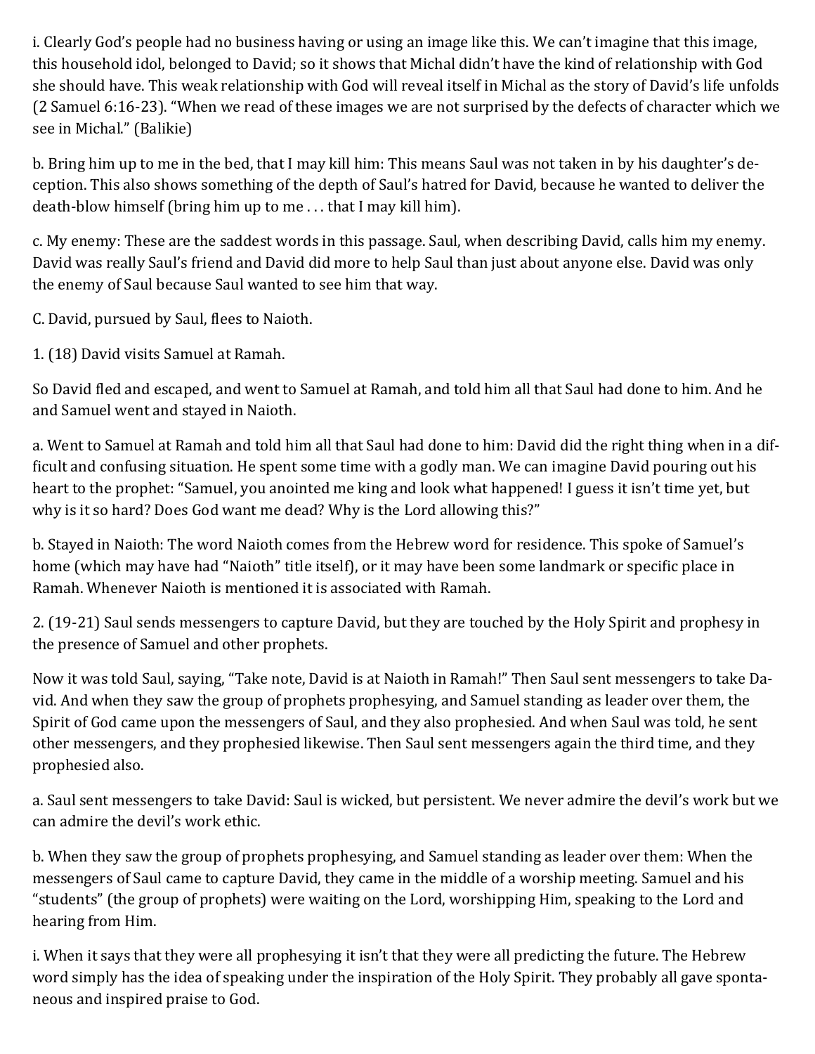i. Clearly God's people had no business having or using an image like this. We can't imagine that this image, this household idol, belonged to David; so it shows that Michal didn't have the kind of relationship with God she should have. This weak relationship with God will reveal itself in Michal as the story of David's life unfolds (2 Samuel 6:16-23). "When we read of these images we are not surprised by the defects of character which we see in Michal." (Balikie)

b. Bring him up to me in the bed, that I may kill him: This means Saul was not taken in by his daughter's deception. This also shows something of the depth of Saul's hatred for David, because he wanted to deliver the death-blow himself (bring him up to me . . . that I may kill him).

c. My enemy: These are the saddest words in this passage. Saul, when describing David, calls him my enemy. David was really Saul's friend and David did more to help Saul than just about anyone else. David was only the enemy of Saul because Saul wanted to see him that way.

C. David, pursued by Saul, flees to Naioth.

1. (18) David visits Samuel at Ramah.

So David fled and escaped, and went to Samuel at Ramah, and told him all that Saul had done to him. And he and Samuel went and stayed in Naioth.

a. Went to Samuel at Ramah and told him all that Saul had done to him: David did the right thing when in a difficult and confusing situation. He spent some time with a godly man. We can imagine David pouring out his heart to the prophet: "Samuel, you anointed me king and look what happened! I guess it isn't time yet, but why is it so hard? Does God want me dead? Why is the Lord allowing this?"

b. Stayed in Naioth: The word Naioth comes from the Hebrew word for residence. This spoke of Samuel's home (which may have had "Naioth" title itself), or it may have been some landmark or specific place in Ramah. Whenever Naioth is mentioned it is associated with Ramah.

2. (19-21) Saul sends messengers to capture David, but they are touched by the Holy Spirit and prophesy in the presence of Samuel and other prophets.

Now it was told Saul, saying, "Take note, David is at Naioth in Ramah!" Then Saul sent messengers to take David. And when they saw the group of prophets prophesying, and Samuel standing as leader over them, the Spirit of God came upon the messengers of Saul, and they also prophesied. And when Saul was told, he sent other messengers, and they prophesied likewise. Then Saul sent messengers again the third time, and they prophesied also.

a. Saul sent messengers to take David: Saul is wicked, but persistent. We never admire the devil's work but we can admire the devil's work ethic.

b. When they saw the group of prophets prophesying, and Samuel standing as leader over them: When the messengers of Saul came to capture David, they came in the middle of a worship meeting. Samuel and his "students" (the group of prophets) were waiting on the Lord, worshipping Him, speaking to the Lord and hearing from Him.

i. When it says that they were all prophesying it isn't that they were all predicting the future. The Hebrew word simply has the idea of speaking under the inspiration of the Holy Spirit. They probably all gave spontaneous and inspired praise to God.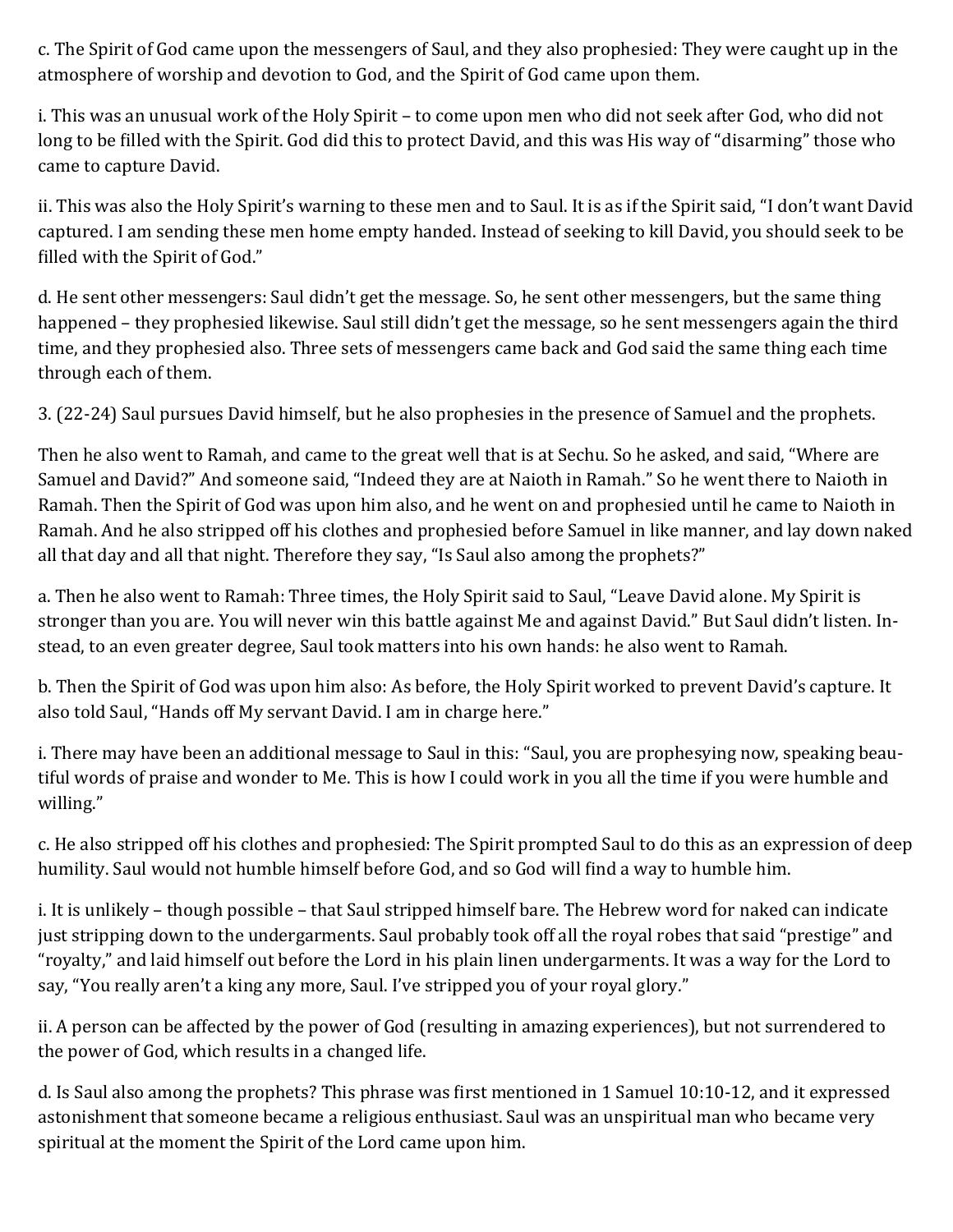c. The Spirit of God came upon the messengers of Saul, and they also prophesied: They were caught up in the atmosphere of worship and devotion to God, and the Spirit of God came upon them.

i. This was an unusual work of the Holy Spirit – to come upon men who did not seek after God, who did not long to be filled with the Spirit. God did this to protect David, and this was His way of "disarming" those who came to capture David.

ii. This was also the Holy Spirit's warning to these men and to Saul. It is as if the Spirit said, "I don't want David captured. I am sending these men home empty handed. Instead of seeking to kill David, you should seek to be filled with the Spirit of God."

d. He sent other messengers: Saul didn't get the message. So, he sent other messengers, but the same thing happened – they prophesied likewise. Saul still didn't get the message, so he sent messengers again the third time, and they prophesied also. Three sets of messengers came back and God said the same thing each time through each of them.

3. (22-24) Saul pursues David himself, but he also prophesies in the presence of Samuel and the prophets.

Then he also went to Ramah, and came to the great well that is at Sechu. So he asked, and said, "Where are Samuel and David?" And someone said, "Indeed they are at Naioth in Ramah." So he went there to Naioth in Ramah. Then the Spirit of God was upon him also, and he went on and prophesied until he came to Naioth in Ramah. And he also stripped off his clothes and prophesied before Samuel in like manner, and lay down naked all that day and all that night. Therefore they say, "Is Saul also among the prophets?"

a. Then he also went to Ramah: Three times, the Holy Spirit said to Saul, "Leave David alone. My Spirit is stronger than you are. You will never win this battle against Me and against David." But Saul didn't listen. Instead, to an even greater degree, Saul took matters into his own hands: he also went to Ramah.

b. Then the Spirit of God was upon him also: As before, the Holy Spirit worked to prevent David's capture. It also told Saul, "Hands off My servant David. I am in charge here."

i. There may have been an additional message to Saul in this: "Saul, you are prophesying now, speaking beautiful words of praise and wonder to Me. This is how I could work in you all the time if you were humble and willing."

c. He also stripped off his clothes and prophesied: The Spirit prompted Saul to do this as an expression of deep humility. Saul would not humble himself before God, and so God will find a way to humble him.

i. It is unlikely – though possible – that Saul stripped himself bare. The Hebrew word for naked can indicate just stripping down to the undergarments. Saul probably took off all the royal robes that said "prestige" and "royalty," and laid himself out before the Lord in his plain linen undergarments. It was a way for the Lord to say, "You really aren't a king any more, Saul. I've stripped you of your royal glory."

ii. A person can be affected by the power of God (resulting in amazing experiences), but not surrendered to the power of God, which results in a changed life.

d. Is Saul also among the prophets? This phrase was first mentioned in 1 Samuel 10:10-12, and it expressed astonishment that someone became a religious enthusiast. Saul was an unspiritual man who became very spiritual at the moment the Spirit of the Lord came upon him.